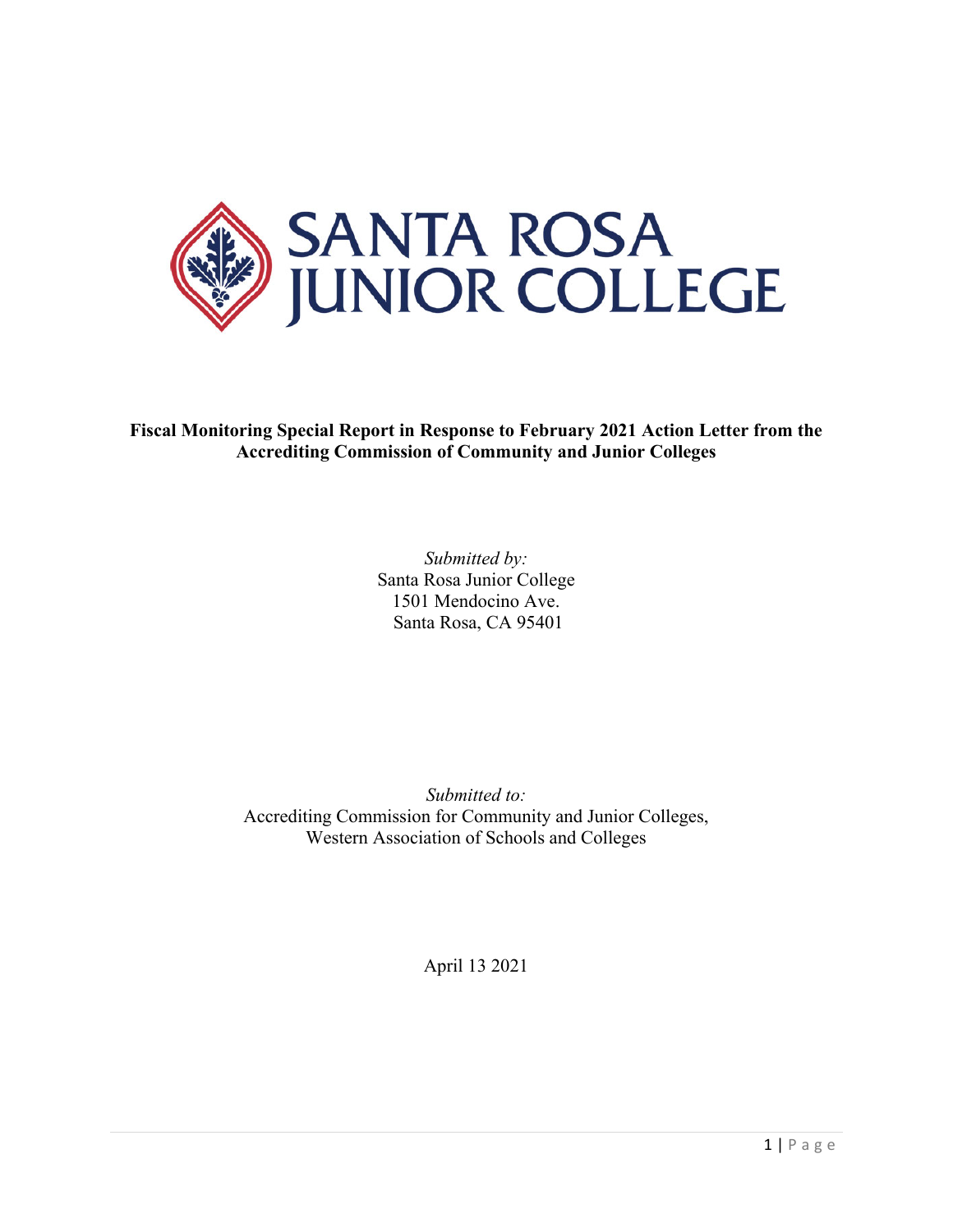**SANTA ROSA JUNIOR COLLEGE**

# Fiscal Monitoring Special Report in Response to February 2021 Action Letter from the Accrediting Commission of Community and Junior Colleges

*Submitted by:*
Santa Rosa Junior College
1501 Mendocino Ave.
Santa Rosa, CA 95401

*Submitted to:*
Accrediting Commission for Community and Junior Colleges,
Western Association of Schools and Colleges

April 13 2021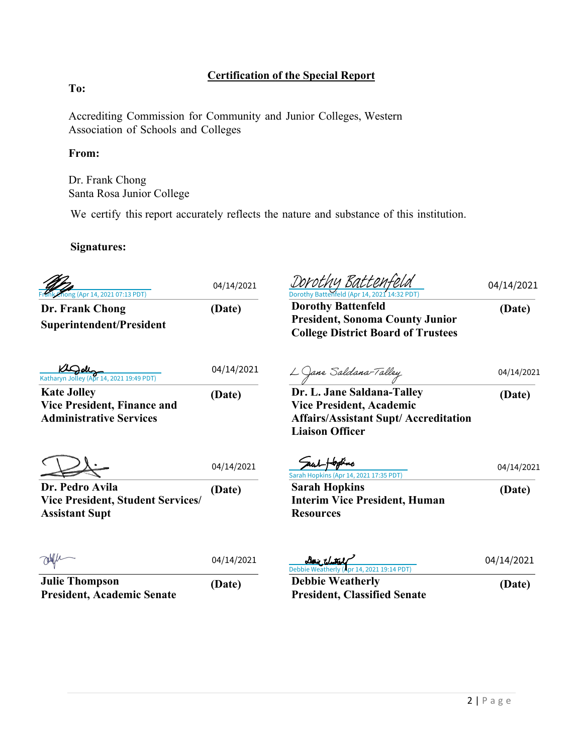## Certification of the Special Report

**To:**

Accrediting Commission for Community and Junior Colleges, Western Association of Schools and Colleges

**From:**

Dr. Frank Chong
Santa Rosa Junior College

We certify this report accurately reflects the nature and substance of this institution.

**Signatures:**

| Signature | Date | Signature | Date |
|---|---|---|---|
| Frank Chong (Apr 14, 2021 07:13 PDT) | 04/14/2021 | Dorothy Battenfeld (Apr 14, 2021 14:32 PDT) | 04/14/2021 |
| **Dr. Frank Chong**<br>**Superintendent/President** | **(Date)** | **Dorothy Battenfeld**<br>**President, Sonoma County Junior College District Board of Trustees** | **(Date)** |
| Katharyn Jolley (Apr 14, 2021 19:49 PDT) | 04/14/2021 | | 04/14/2021 |
| **Kate Jolley**<br>**Vice President, Finance and Administrative Services** | **(Date)** | **Dr. L. Jane Saldana-Talley**<br>**Vice President, Academic Affairs/Assistant Supt/ Accreditation Liaison Officer** | **(Date)** |
| | 04/14/2021 | Sarah Hopkins (Apr 14, 2021 17:35 PDT) | 04/14/2021 |
| **Dr. Pedro Avila**<br>**Vice President, Student Services/ Assistant Supt** | **(Date)** | **Sarah Hopkins**<br>**Interim Vice President, Human Resources** | **(Date)** |
| | 04/14/2021 | Debbie Weatherly (Apr 14, 2021 19:14 PDT) | 04/14/2021 |
| **Julie Thompson**<br>**President, Academic Senate** | **(Date)** | **Debbie Weatherly**<br>**President, Classified Senate** | **(Date)** |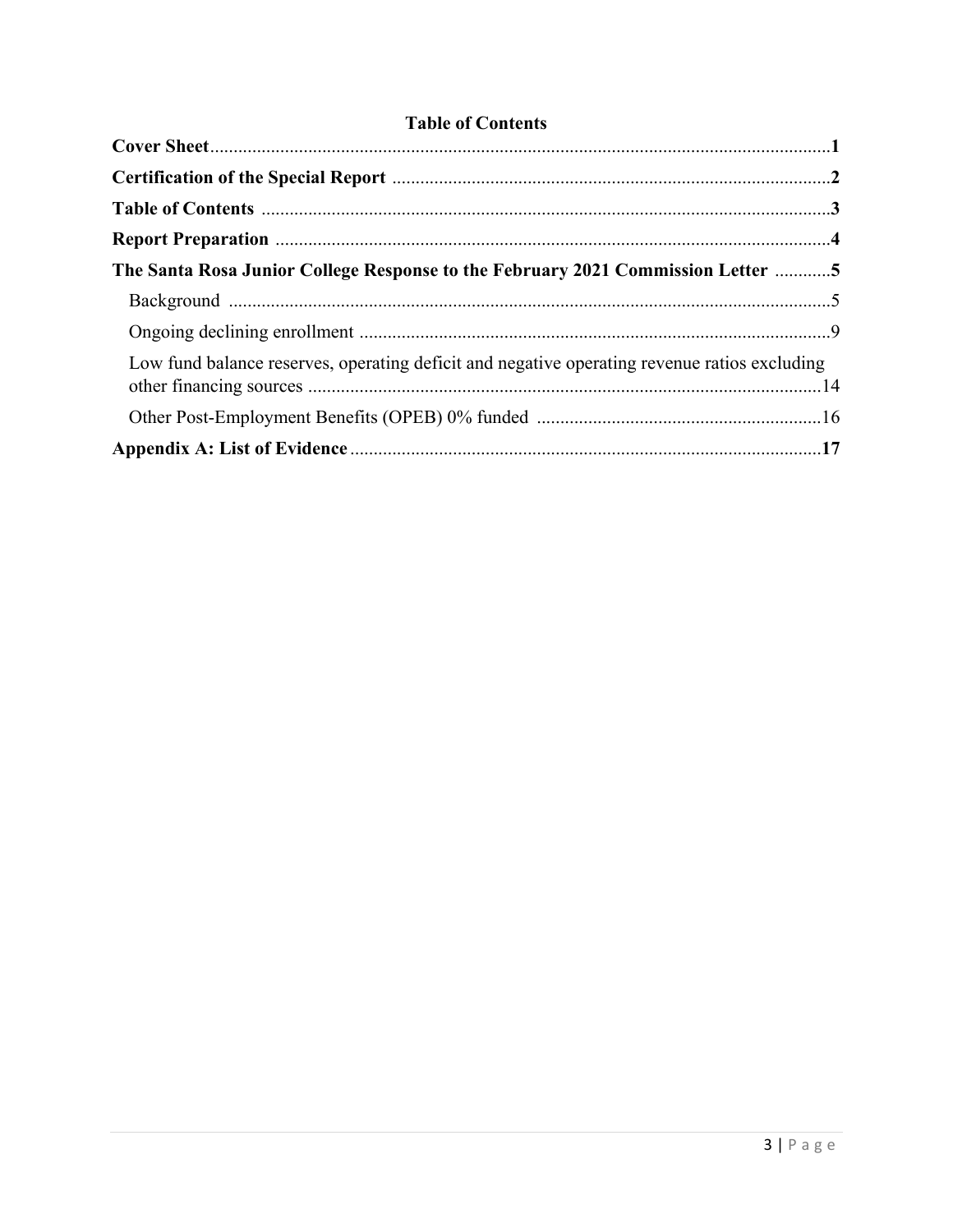# Table of Contents

| | |
|---|---|
| **Cover Sheet** | **1** |
| **Certification of the Special Report** | **2** |
| **Table of Contents** | **3** |
| **Report Preparation** | **4** |
| **The Santa Rosa Junior College Response to the February 2021 Commission Letter** | **5** |
| Background | 5 |
| Ongoing declining enrollment | 9 |
| Low fund balance reserves, operating deficit and negative operating revenue ratios excluding other financing sources | 14 |
| Other Post-Employment Benefits (OPEB) 0% funded | 16 |
| **Appendix A: List of Evidence** | **17** |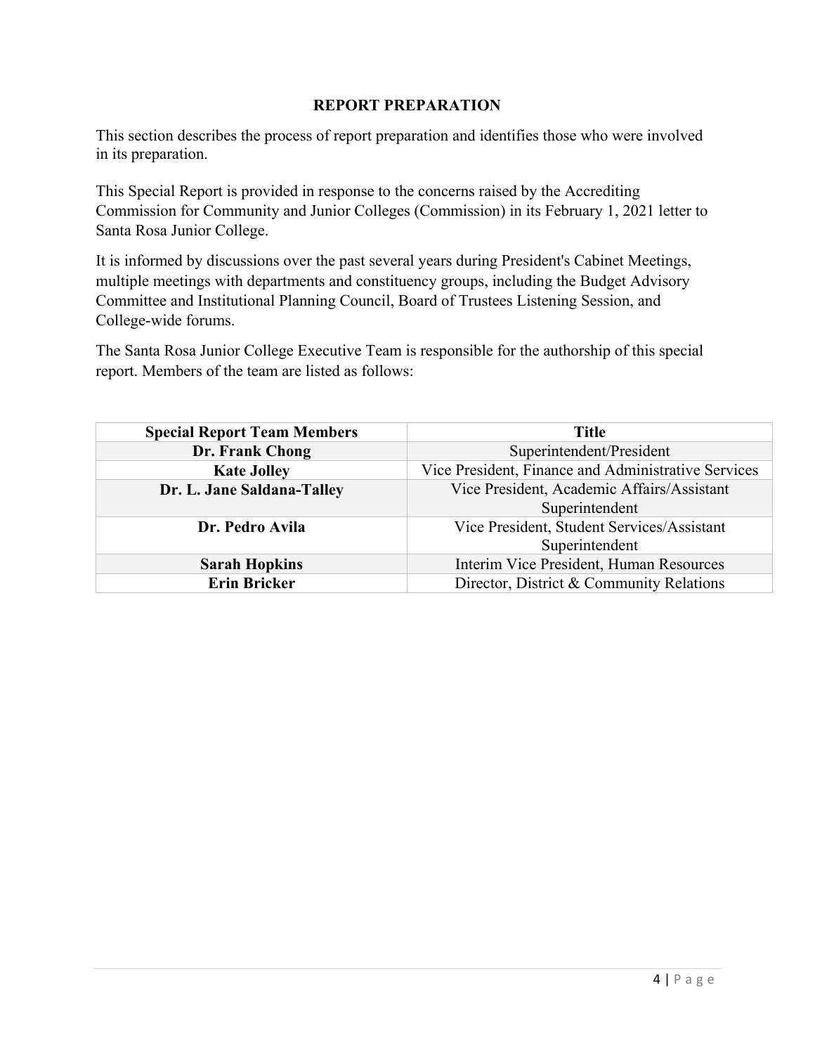## REPORT PREPARATION

This section describes the process of report preparation and identifies those who were involved in its preparation.

This Special Report is provided in response to the concerns raised by the Accrediting Commission for Community and Junior Colleges (Commission) in its February 1, 2021 letter to Santa Rosa Junior College.

It is informed by discussions over the past several years during President's Cabinet Meetings, multiple meetings with departments and constituency groups, including the Budget Advisory Committee and Institutional Planning Council, Board of Trustees Listening Session, and College-wide forums.

The Santa Rosa Junior College Executive Team is responsible for the authorship of this special report. Members of the team are listed as follows:

| Special Report Team Members | Title |
| --- | --- |
| **Dr. Frank Chong** | Superintendent/President |
| **Kate Jolley** | Vice President, Finance and Administrative Services |
| **Dr. L. Jane Saldana-Talley** | Vice President, Academic Affairs/Assistant Superintendent |
| **Dr. Pedro Avila** | Vice President, Student Services/Assistant Superintendent |
| **Sarah Hopkins** | Interim Vice President, Human Resources |
| **Erin Bricker** | Director, District & Community Relations |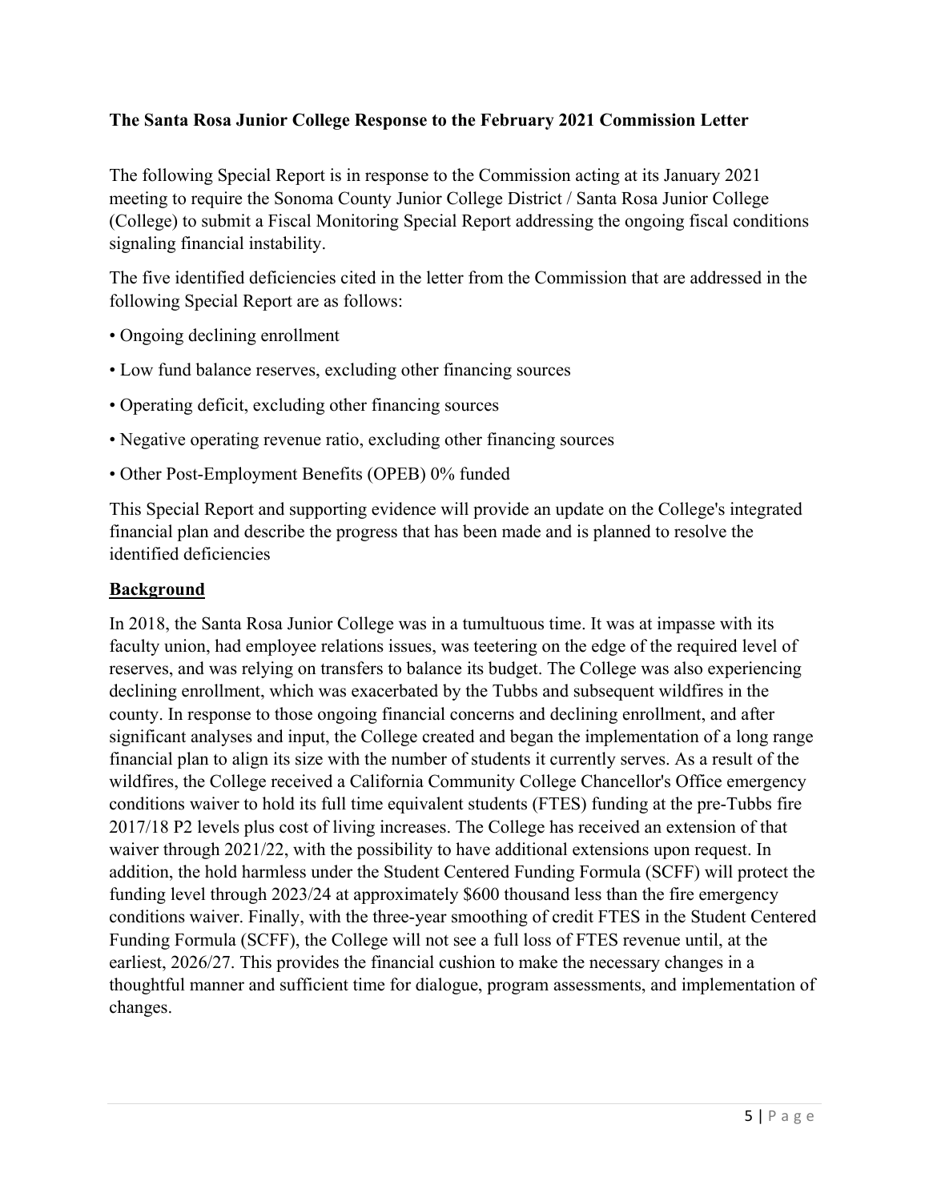### The Santa Rosa Junior College Response to the February 2021 Commission Letter

The following Special Report is in response to the Commission acting at its January 2021 meeting to require the Sonoma County Junior College District / Santa Rosa Junior College (College) to submit a Fiscal Monitoring Special Report addressing the ongoing fiscal conditions signaling financial instability.

The five identified deficiencies cited in the letter from the Commission that are addressed in the following Special Report are as follows:

- Ongoing declining enrollment
- Low fund balance reserves, excluding other financing sources
- Operating deficit, excluding other financing sources
- Negative operating revenue ratio, excluding other financing sources
- Other Post-Employment Benefits (OPEB) 0% funded

This Special Report and supporting evidence will provide an update on the College's integrated financial plan and describe the progress that has been made and is planned to resolve the identified deficiencies

**Background**

In 2018, the Santa Rosa Junior College was in a tumultuous time. It was at impasse with its faculty union, had employee relations issues, was teetering on the edge of the required level of reserves, and was relying on transfers to balance its budget. The College was also experiencing declining enrollment, which was exacerbated by the Tubbs and subsequent wildfires in the county. In response to those ongoing financial concerns and declining enrollment, and after significant analyses and input, the College created and began the implementation of a long range financial plan to align its size with the number of students it currently serves. As a result of the wildfires, the College received a California Community College Chancellor's Office emergency conditions waiver to hold its full time equivalent students (FTES) funding at the pre-Tubbs fire 2017/18 P2 levels plus cost of living increases. The College has received an extension of that waiver through 2021/22, with the possibility to have additional extensions upon request. In addition, the hold harmless under the Student Centered Funding Formula (SCFF) will protect the funding level through 2023/24 at approximately $600 thousand less than the fire emergency conditions waiver. Finally, with the three-year smoothing of credit FTES in the Student Centered Funding Formula (SCFF), the College will not see a full loss of FTES revenue until, at the earliest, 2026/27. This provides the financial cushion to make the necessary changes in a thoughtful manner and sufficient time for dialogue, program assessments, and implementation of changes.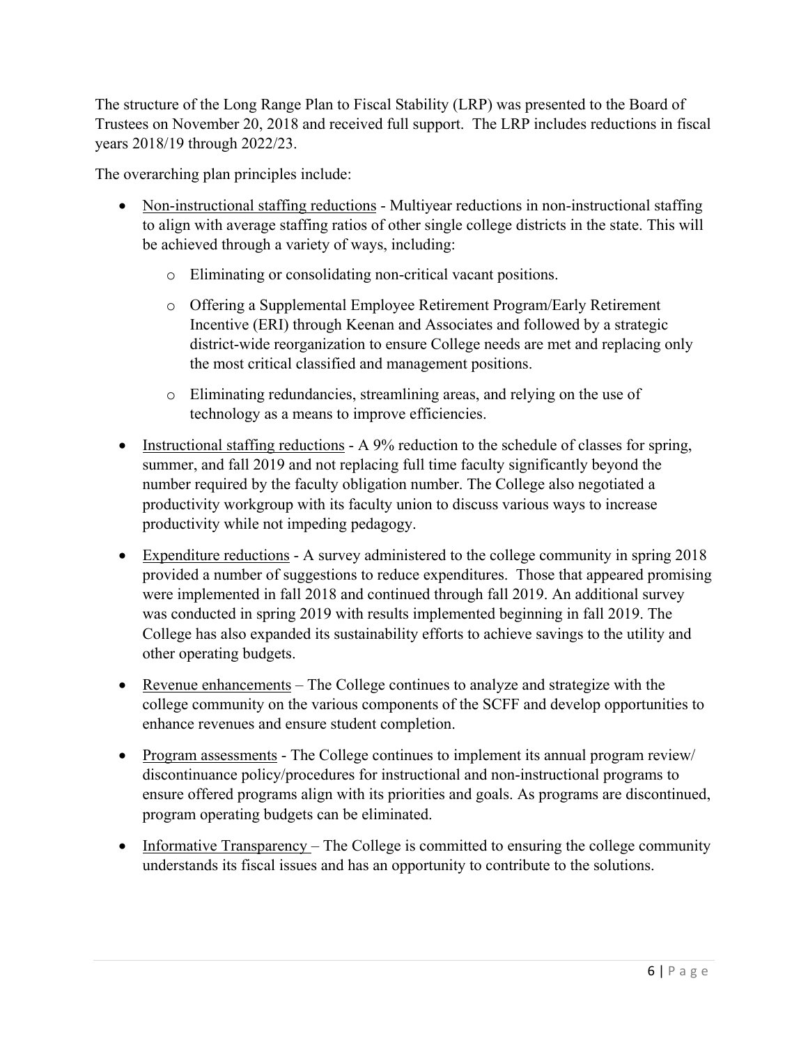The structure of the Long Range Plan to Fiscal Stability (LRP) was presented to the Board of Trustees on November 20, 2018 and received full support. The LRP includes reductions in fiscal years 2018/19 through 2022/23.

The overarching plan principles include:

- Non-instructional staffing reductions - Multiyear reductions in non-instructional staffing to align with average staffing ratios of other single college districts in the state. This will be achieved through a variety of ways, including:
  - Eliminating or consolidating non-critical vacant positions.
  - Offering a Supplemental Employee Retirement Program/Early Retirement Incentive (ERI) through Keenan and Associates and followed by a strategic district-wide reorganization to ensure College needs are met and replacing only the most critical classified and management positions.
  - Eliminating redundancies, streamlining areas, and relying on the use of technology as a means to improve efficiencies.
- Instructional staffing reductions - A 9% reduction to the schedule of classes for spring, summer, and fall 2019 and not replacing full time faculty significantly beyond the number required by the faculty obligation number. The College also negotiated a productivity workgroup with its faculty union to discuss various ways to increase productivity while not impeding pedagogy.
- Expenditure reductions - A survey administered to the college community in spring 2018 provided a number of suggestions to reduce expenditures. Those that appeared promising were implemented in fall 2018 and continued through fall 2019. An additional survey was conducted in spring 2019 with results implemented beginning in fall 2019. The College has also expanded its sustainability efforts to achieve savings to the utility and other operating budgets.
- Revenue enhancements – The College continues to analyze and strategize with the college community on the various components of the SCFF and develop opportunities to enhance revenues and ensure student completion.
- Program assessments - The College continues to implement its annual program review/ discontinuance policy/procedures for instructional and non-instructional programs to ensure offered programs align with its priorities and goals. As programs are discontinued, program operating budgets can be eliminated.
- Informative Transparency – The College is committed to ensuring the college community understands its fiscal issues and has an opportunity to contribute to the solutions.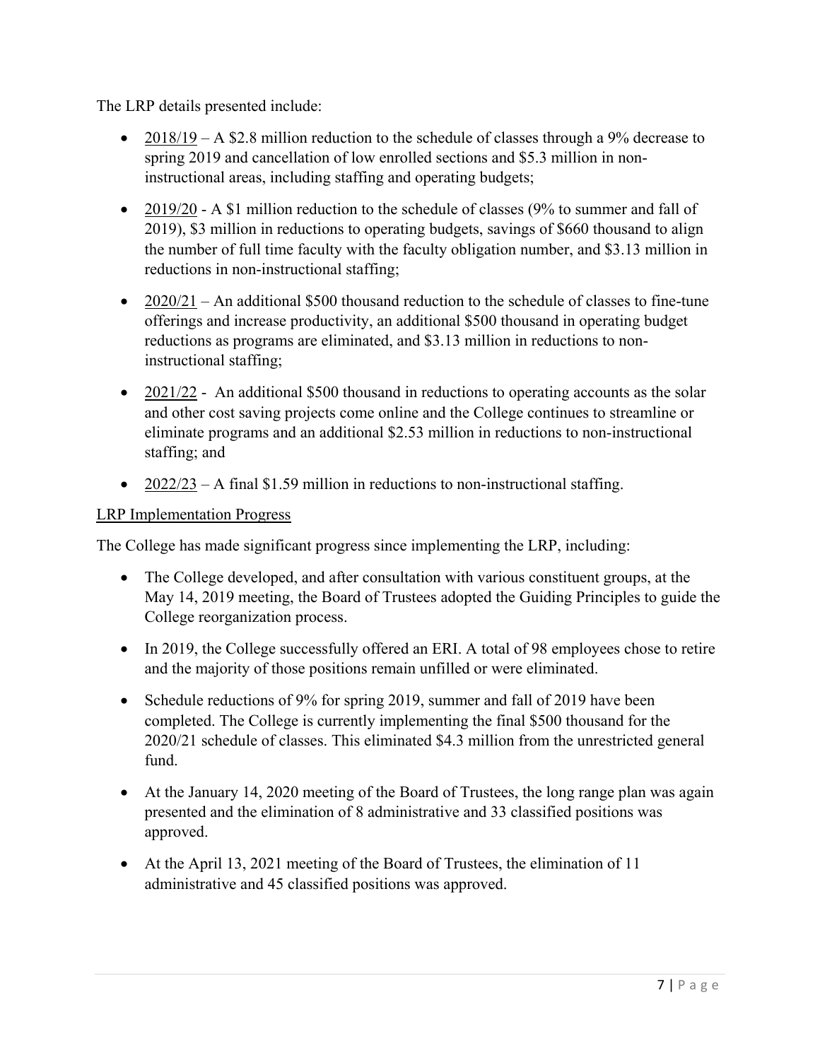The LRP details presented include:

- 2018/19 – A $2.8 million reduction to the schedule of classes through a 9% decrease to spring 2019 and cancellation of low enrolled sections and $5.3 million in non-instructional areas, including staffing and operating budgets;
- 2019/20 - A $1 million reduction to the schedule of classes (9% to summer and fall of 2019), $3 million in reductions to operating budgets, savings of $660 thousand to align the number of full time faculty with the faculty obligation number, and $3.13 million in reductions in non-instructional staffing;
- 2020/21 – An additional $500 thousand reduction to the schedule of classes to fine-tune offerings and increase productivity, an additional $500 thousand in operating budget reductions as programs are eliminated, and $3.13 million in reductions to non-instructional staffing;
- 2021/22 - An additional $500 thousand in reductions to operating accounts as the solar and other cost saving projects come online and the College continues to streamline or eliminate programs and an additional $2.53 million in reductions to non-instructional staffing; and
- 2022/23 – A final $1.59 million in reductions to non-instructional staffing.

LRP Implementation Progress

The College has made significant progress since implementing the LRP, including:

- The College developed, and after consultation with various constituent groups, at the May 14, 2019 meeting, the Board of Trustees adopted the Guiding Principles to guide the College reorganization process.
- In 2019, the College successfully offered an ERI. A total of 98 employees chose to retire and the majority of those positions remain unfilled or were eliminated.
- Schedule reductions of 9% for spring 2019, summer and fall of 2019 have been completed. The College is currently implementing the final $500 thousand for the 2020/21 schedule of classes. This eliminated $4.3 million from the unrestricted general fund.
- At the January 14, 2020 meeting of the Board of Trustees, the long range plan was again presented and the elimination of 8 administrative and 33 classified positions was approved.
- At the April 13, 2021 meeting of the Board of Trustees, the elimination of 11 administrative and 45 classified positions was approved.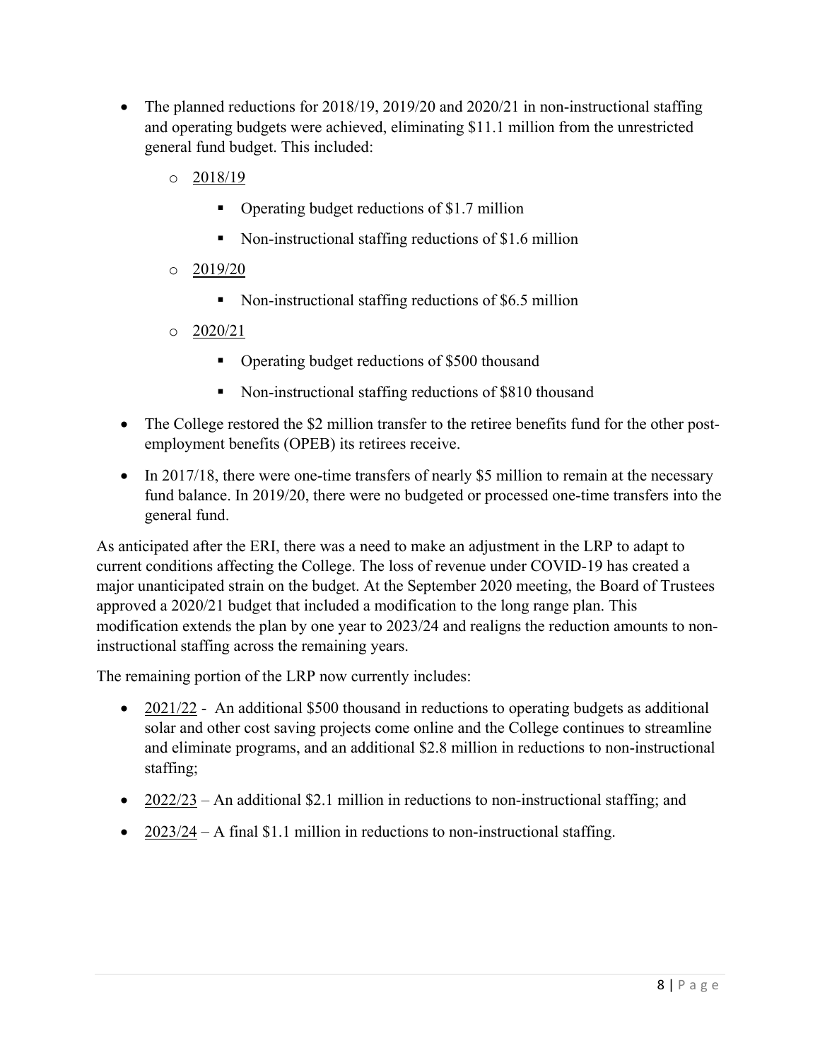- The planned reductions for 2018/19, 2019/20 and 2020/21 in non-instructional staffing and operating budgets were achieved, eliminating $11.1 million from the unrestricted general fund budget. This included:
  - <u>2018/19</u>
    - Operating budget reductions of $1.7 million
    - Non-instructional staffing reductions of $1.6 million
  - <u>2019/20</u>
    - Non-instructional staffing reductions of $6.5 million
  - <u>2020/21</u>
    - Operating budget reductions of $500 thousand
    - Non-instructional staffing reductions of $810 thousand
- The College restored the $2 million transfer to the retiree benefits fund for the other post-employment benefits (OPEB) its retirees receive.
- In 2017/18, there were one-time transfers of nearly $5 million to remain at the necessary fund balance. In 2019/20, there were no budgeted or processed one-time transfers into the general fund.

As anticipated after the ERI, there was a need to make an adjustment in the LRP to adapt to current conditions affecting the College. The loss of revenue under COVID-19 has created a major unanticipated strain on the budget. At the September 2020 meeting, the Board of Trustees approved a 2020/21 budget that included a modification to the long range plan. This modification extends the plan by one year to 2023/24 and realigns the reduction amounts to non-instructional staffing across the remaining years.

The remaining portion of the LRP now currently includes:

- <u>2021/22</u> - An additional $500 thousand in reductions to operating budgets as additional solar and other cost saving projects come online and the College continues to streamline and eliminate programs, and an additional $2.8 million in reductions to non-instructional staffing;
- <u>2022/23</u> – An additional $2.1 million in reductions to non-instructional staffing; and
- <u>2023/24</u> – A final $1.1 million in reductions to non-instructional staffing.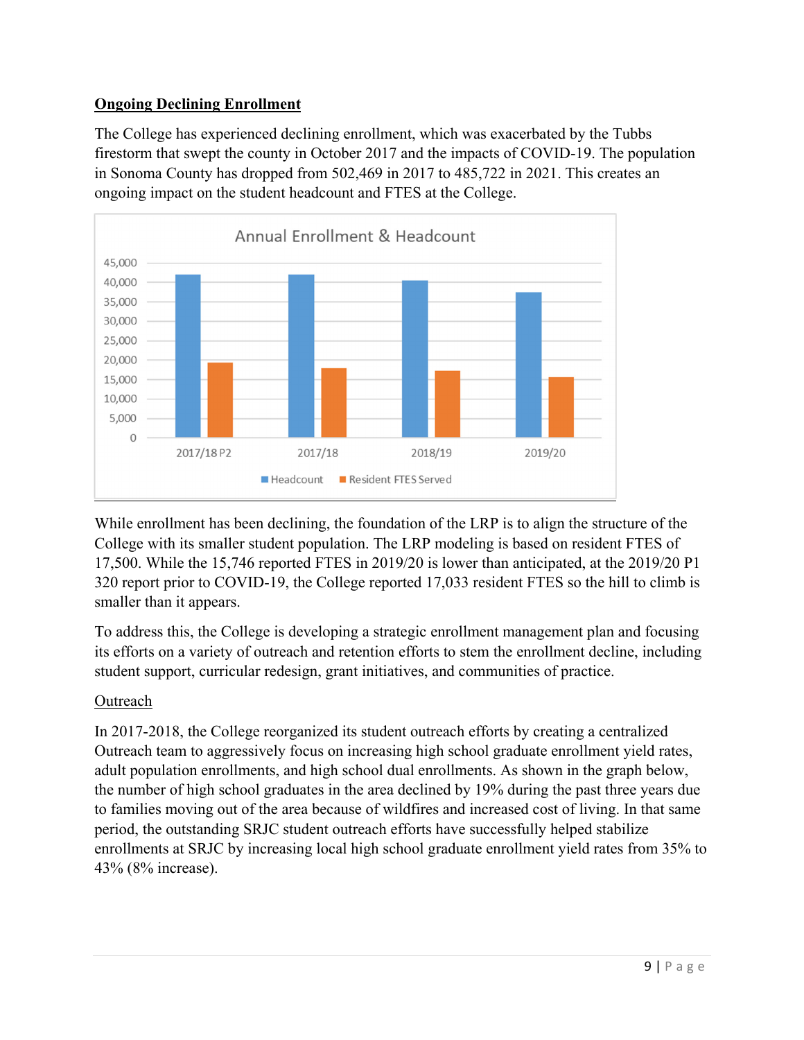**Ongoing Declining Enrollment**

The College has experienced declining enrollment, which was exacerbated by the Tubbs firestorm that swept the county in October 2017 and the impacts of COVID-19. The population in Sonoma County has dropped from 502,469 in 2017 to 485,722 in 2021. This creates an ongoing impact on the student headcount and FTES at the College.

While enrollment has been declining, the foundation of the LRP is to align the structure of the College with its smaller student population. The LRP modeling is based on resident FTES of 17,500. While the 15,746 reported FTES in 2019/20 is lower than anticipated, at the 2019/20 P1 320 report prior to COVID-19, the College reported 17,033 resident FTES so the hill to climb is smaller than it appears.

To address this, the College is developing a strategic enrollment management plan and focusing its efforts on a variety of outreach and retention efforts to stem the enrollment decline, including student support, curricular redesign, grant initiatives, and communities of practice.

Outreach

In 2017-2018, the College reorganized its student outreach efforts by creating a centralized Outreach team to aggressively focus on increasing high school graduate enrollment yield rates, adult population enrollments, and high school dual enrollments. As shown in the graph below, the number of high school graduates in the area declined by 19% during the past three years due to families moving out of the area because of wildfires and increased cost of living. In that same period, the outstanding SRJC student outreach efforts have successfully helped stabilize enrollments at SRJC by increasing local high school graduate enrollment yield rates from 35% to 43% (8% increase).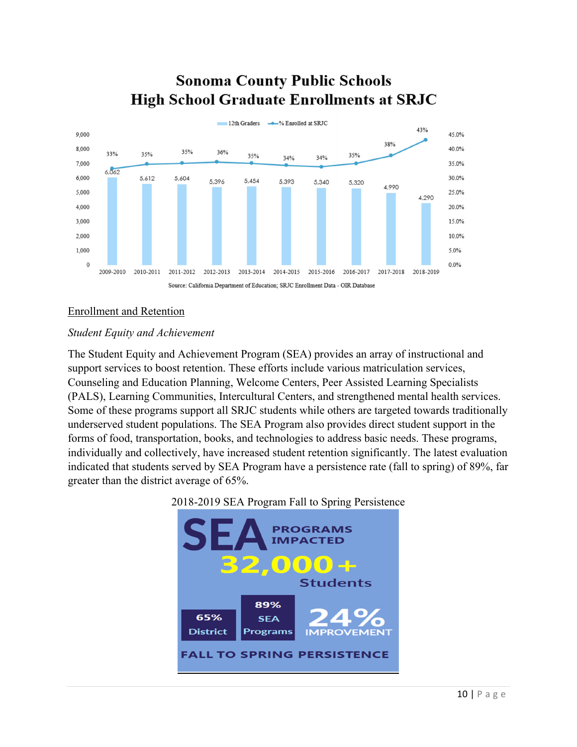## Sonoma County Public Schools
## High School Graduate Enrollments at SRJC

| Year | 12th Graders | % Enrolled at SRJC |
|---|---|---|
| 2009-2010 | 6,062 | 33% |
| 2010-2011 | 5,612 | 35% |
| 2011-2012 | 5,604 | 35% |
| 2012-2013 | 5,396 | 36% |
| 2013-2014 | 5,454 | 35% |
| 2014-2015 | 5,393 | 34% |
| 2015-2016 | 5,340 | 34% |
| 2016-2017 | 5,320 | 35% |
| 2017-2018 | 4,990 | 38% |
| 2018-2019 | 4,290 | 43% |

Source: California Department of Education; SRJC Enrollment Data - OIR Database

<u>Enrollment and Retention</u>

*Student Equity and Achievement*

The Student Equity and Achievement Program (SEA) provides an array of instructional and support services to boost retention. These efforts include various matriculation services, Counseling and Education Planning, Welcome Centers, Peer Assisted Learning Specialists (PALS), Learning Communities, Intercultural Centers, and strengthened mental health services. Some of these programs support all SRJC students while others are targeted towards traditionally underserved student populations. The SEA Program also provides direct student support in the forms of food, transportation, books, and technologies to address basic needs. These programs, individually and collectively, have increased student retention significantly. The latest evaluation indicated that students served by SEA Program have a persistence rate (fall to spring) of 89%, far greater than the district average of 65%.

2018-2019 SEA Program Fall to Spring Persistence

SEA PROGRAMS IMPACTED 32,000+ Students

65% District | 89% SEA Programs | 24% IMPROVEMENT

FALL TO SPRING PERSISTENCE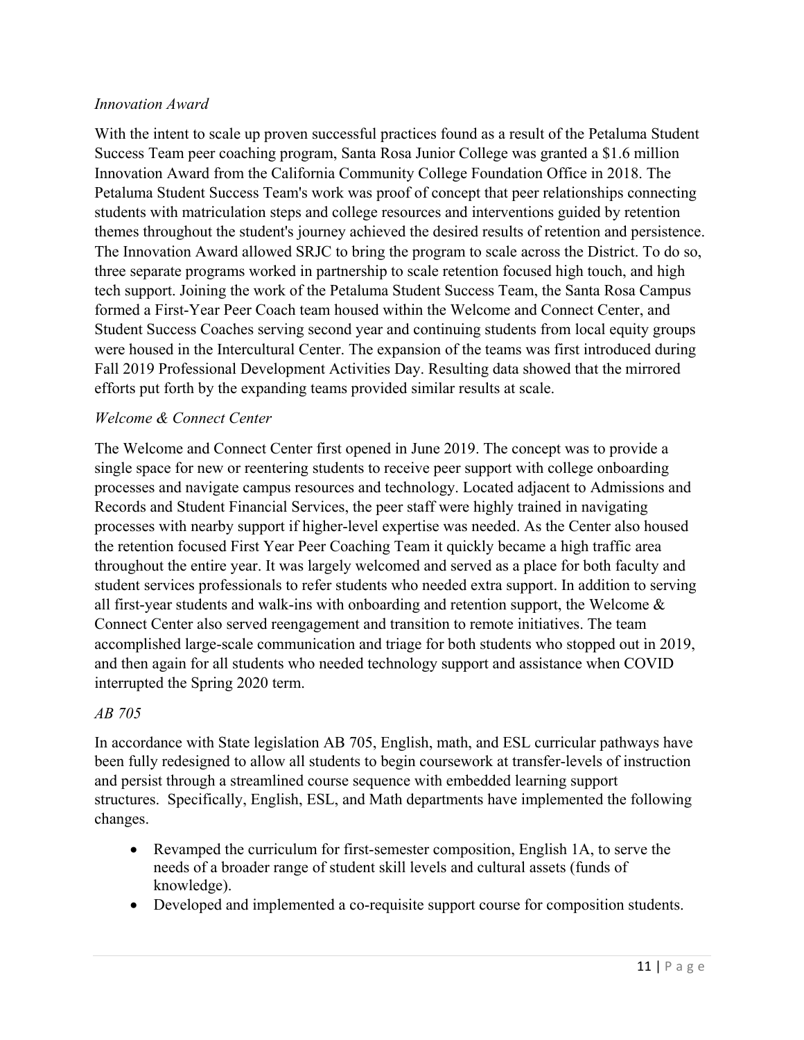*Innovation Award*

With the intent to scale up proven successful practices found as a result of the Petaluma Student Success Team peer coaching program, Santa Rosa Junior College was granted a $1.6 million Innovation Award from the California Community College Foundation Office in 2018. The Petaluma Student Success Team's work was proof of concept that peer relationships connecting students with matriculation steps and college resources and interventions guided by retention themes throughout the student's journey achieved the desired results of retention and persistence. The Innovation Award allowed SRJC to bring the program to scale across the District. To do so, three separate programs worked in partnership to scale retention focused high touch, and high tech support. Joining the work of the Petaluma Student Success Team, the Santa Rosa Campus formed a First-Year Peer Coach team housed within the Welcome and Connect Center, and Student Success Coaches serving second year and continuing students from local equity groups were housed in the Intercultural Center. The expansion of the teams was first introduced during Fall 2019 Professional Development Activities Day. Resulting data showed that the mirrored efforts put forth by the expanding teams provided similar results at scale.

*Welcome & Connect Center*

The Welcome and Connect Center first opened in June 2019. The concept was to provide a single space for new or reentering students to receive peer support with college onboarding processes and navigate campus resources and technology. Located adjacent to Admissions and Records and Student Financial Services, the peer staff were highly trained in navigating processes with nearby support if higher-level expertise was needed. As the Center also housed the retention focused First Year Peer Coaching Team it quickly became a high traffic area throughout the entire year. It was largely welcomed and served as a place for both faculty and student services professionals to refer students who needed extra support. In addition to serving all first-year students and walk-ins with onboarding and retention support, the Welcome & Connect Center also served reengagement and transition to remote initiatives. The team accomplished large-scale communication and triage for both students who stopped out in 2019, and then again for all students who needed technology support and assistance when COVID interrupted the Spring 2020 term.

*AB 705*

In accordance with State legislation AB 705, English, math, and ESL curricular pathways have been fully redesigned to allow all students to begin coursework at transfer-levels of instruction and persist through a streamlined course sequence with embedded learning support structures. Specifically, English, ESL, and Math departments have implemented the following changes.

- Revamped the curriculum for first-semester composition, English 1A, to serve the needs of a broader range of student skill levels and cultural assets (funds of knowledge).
- Developed and implemented a co-requisite support course for composition students.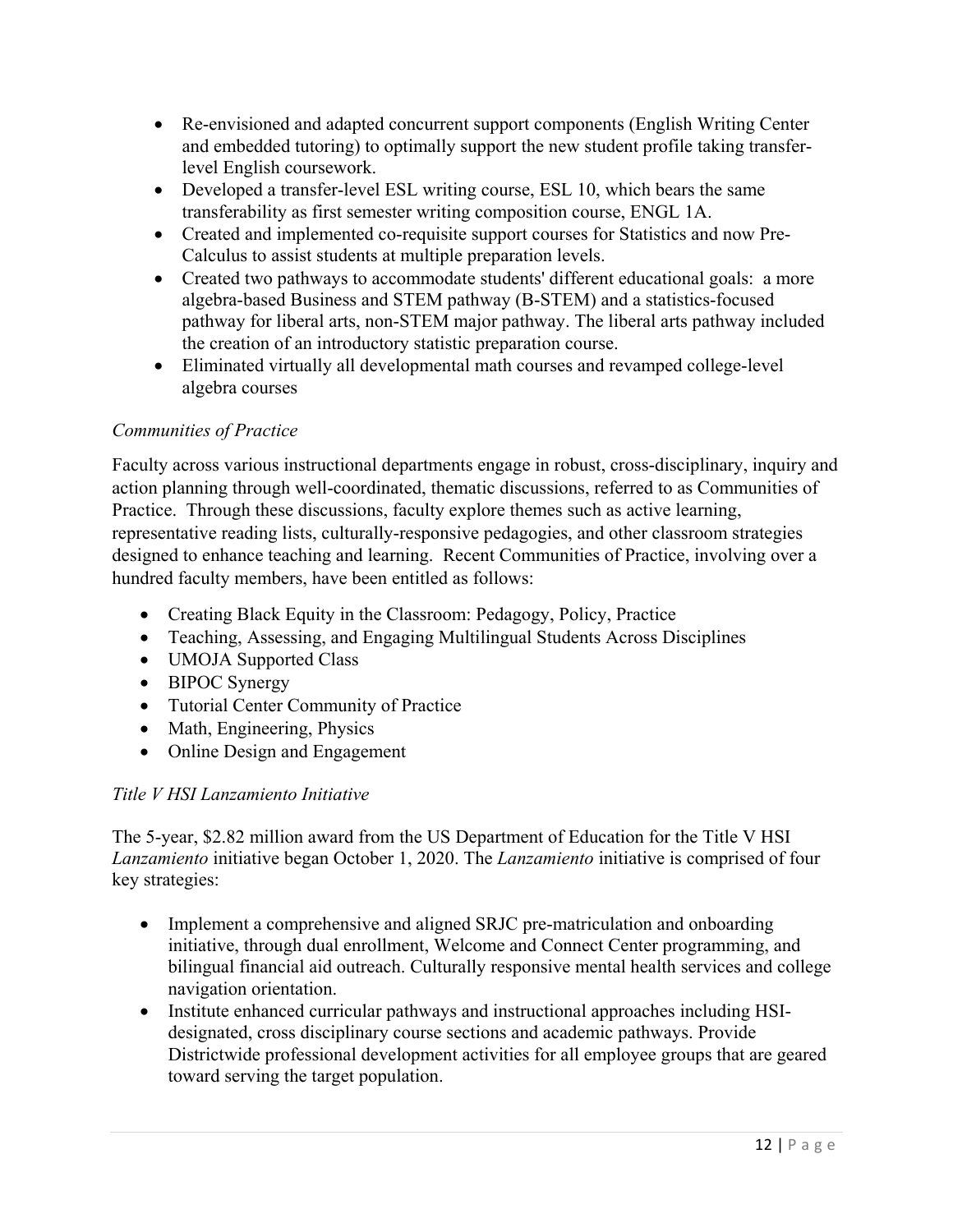- Re-envisioned and adapted concurrent support components (English Writing Center and embedded tutoring) to optimally support the new student profile taking transfer-level English coursework.
- Developed a transfer-level ESL writing course, ESL 10, which bears the same transferability as first semester writing composition course, ENGL 1A.
- Created and implemented co-requisite support courses for Statistics and now Pre-Calculus to assist students at multiple preparation levels.
- Created two pathways to accommodate students' different educational goals:  a more algebra-based Business and STEM pathway (B-STEM) and a statistics-focused pathway for liberal arts, non-STEM major pathway. The liberal arts pathway included the creation of an introductory statistic preparation course.
- Eliminated virtually all developmental math courses and revamped college-level algebra courses

*Communities of Practice*

Faculty across various instructional departments engage in robust, cross-disciplinary, inquiry and action planning through well-coordinated, thematic discussions, referred to as Communities of Practice.  Through these discussions, faculty explore themes such as active learning, representative reading lists, culturally-responsive pedagogies, and other classroom strategies designed to enhance teaching and learning.  Recent Communities of Practice, involving over a hundred faculty members, have been entitled as follows:

- Creating Black Equity in the Classroom: Pedagogy, Policy, Practice
- Teaching, Assessing, and Engaging Multilingual Students Across Disciplines
- UMOJA Supported Class
- BIPOC Synergy
- Tutorial Center Community of Practice
- Math, Engineering, Physics
- Online Design and Engagement

*Title V HSI Lanzamiento Initiative*

The 5-year, $2.82 million award from the US Department of Education for the Title V HSI *Lanzamiento* initiative began October 1, 2020. The *Lanzamiento* initiative is comprised of four key strategies:

- Implement a comprehensive and aligned SRJC pre-matriculation and onboarding initiative, through dual enrollment, Welcome and Connect Center programming, and bilingual financial aid outreach. Culturally responsive mental health services and college navigation orientation.
- Institute enhanced curricular pathways and instructional approaches including HSI-designated, cross disciplinary course sections and academic pathways. Provide Districtwide professional development activities for all employee groups that are geared toward serving the target population.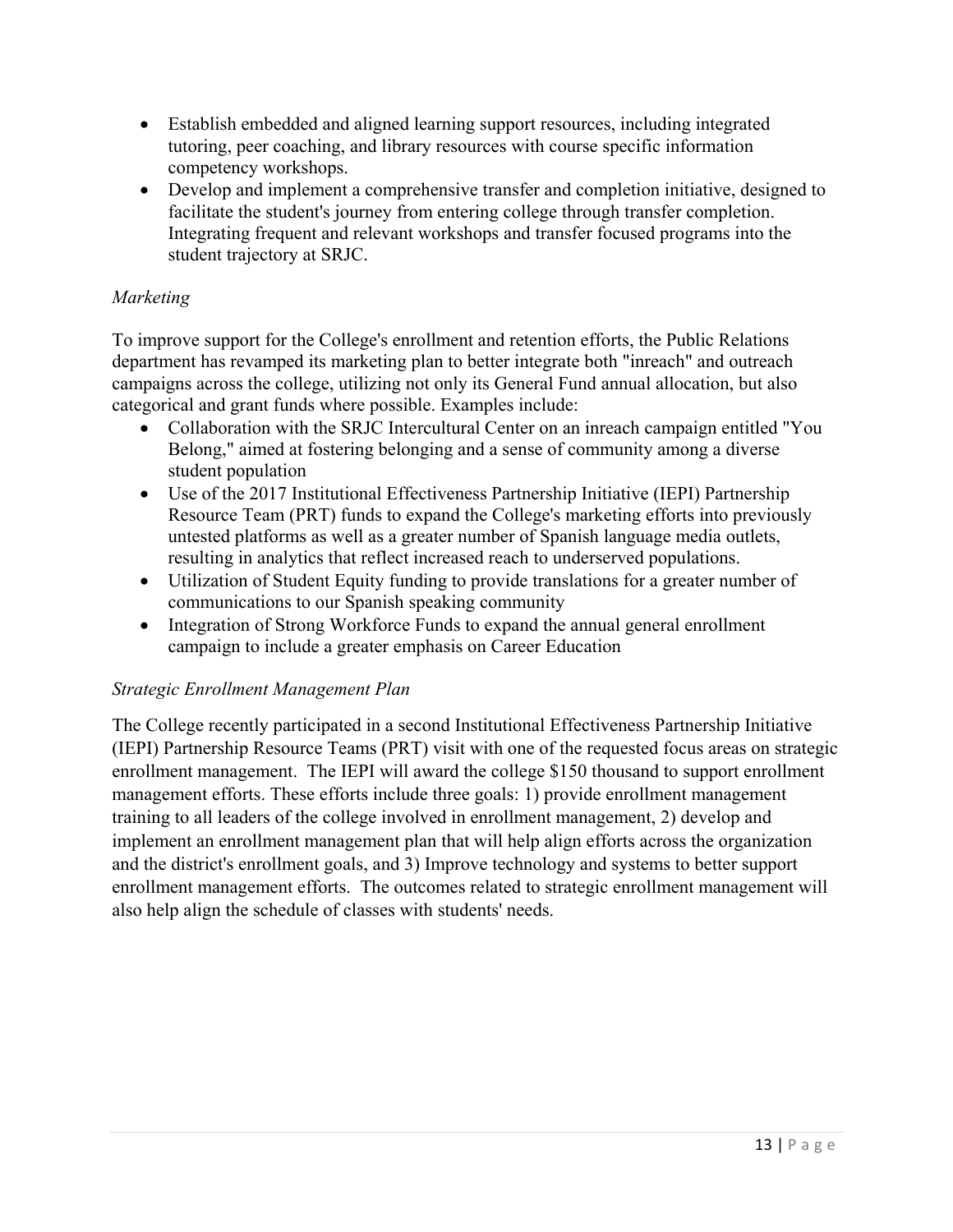- Establish embedded and aligned learning support resources, including integrated tutoring, peer coaching, and library resources with course specific information competency workshops.
- Develop and implement a comprehensive transfer and completion initiative, designed to facilitate the student's journey from entering college through transfer completion. Integrating frequent and relevant workshops and transfer focused programs into the student trajectory at SRJC.

*Marketing*

To improve support for the College's enrollment and retention efforts, the Public Relations department has revamped its marketing plan to better integrate both "inreach" and outreach campaigns across the college, utilizing not only its General Fund annual allocation, but also categorical and grant funds where possible. Examples include:

- Collaboration with the SRJC Intercultural Center on an inreach campaign entitled "You Belong," aimed at fostering belonging and a sense of community among a diverse student population
- Use of the 2017 Institutional Effectiveness Partnership Initiative (IEPI) Partnership Resource Team (PRT) funds to expand the College's marketing efforts into previously untested platforms as well as a greater number of Spanish language media outlets, resulting in analytics that reflect increased reach to underserved populations.
- Utilization of Student Equity funding to provide translations for a greater number of communications to our Spanish speaking community
- Integration of Strong Workforce Funds to expand the annual general enrollment campaign to include a greater emphasis on Career Education

*Strategic Enrollment Management Plan*

The College recently participated in a second Institutional Effectiveness Partnership Initiative (IEPI) Partnership Resource Teams (PRT) visit with one of the requested focus areas on strategic enrollment management. The IEPI will award the college $150 thousand to support enrollment management efforts. These efforts include three goals: 1) provide enrollment management training to all leaders of the college involved in enrollment management, 2) develop and implement an enrollment management plan that will help align efforts across the organization and the district's enrollment goals, and 3) Improve technology and systems to better support enrollment management efforts. The outcomes related to strategic enrollment management will also help align the schedule of classes with students' needs.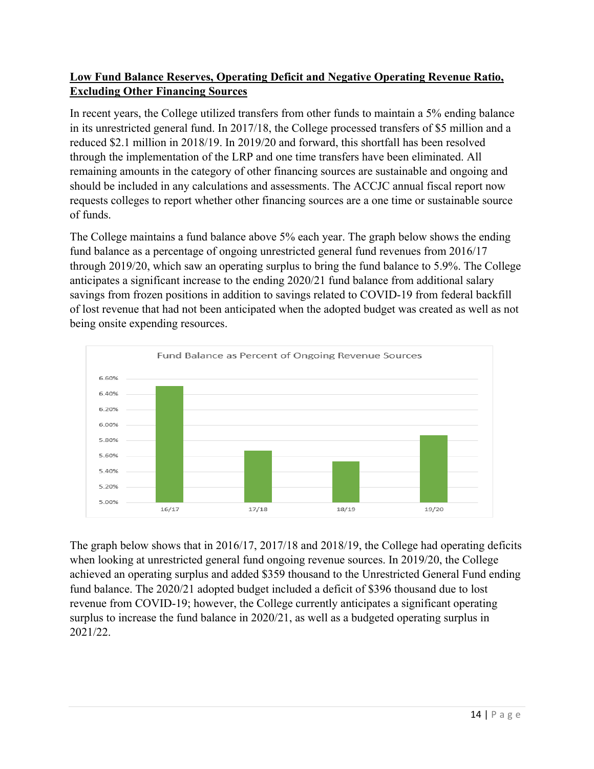## Low Fund Balance Reserves, Operating Deficit and Negative Operating Revenue Ratio, Excluding Other Financing Sources

In recent years, the College utilized transfers from other funds to maintain a 5% ending balance in its unrestricted general fund. In 2017/18, the College processed transfers of $5 million and a reduced $2.1 million in 2018/19. In 2019/20 and forward, this shortfall has been resolved through the implementation of the LRP and one time transfers have been eliminated. All remaining amounts in the category of other financing sources are sustainable and ongoing and should be included in any calculations and assessments. The ACCJC annual fiscal report now requests colleges to report whether other financing sources are a one time or sustainable source of funds.

The College maintains a fund balance above 5% each year. The graph below shows the ending fund balance as a percentage of ongoing unrestricted general fund revenues from 2016/17 through 2019/20, which saw an operating surplus to bring the fund balance to 5.9%. The College anticipates a significant increase to the ending 2020/21 fund balance from additional salary savings from frozen positions in addition to savings related to COVID-19 from federal backfill of lost revenue that had not been anticipated when the adopted budget was created as well as not being onsite expending resources.

Fund Balance as Percent of Ongoing Revenue Sources

The graph below shows that in 2016/17, 2017/18 and 2018/19, the College had operating deficits when looking at unrestricted general fund ongoing revenue sources. In 2019/20, the College achieved an operating surplus and added $359 thousand to the Unrestricted General Fund ending fund balance. The 2020/21 adopted budget included a deficit of $396 thousand due to lost revenue from COVID-19; however, the College currently anticipates a significant operating surplus to increase the fund balance in 2020/21, as well as a budgeted operating surplus in 2021/22.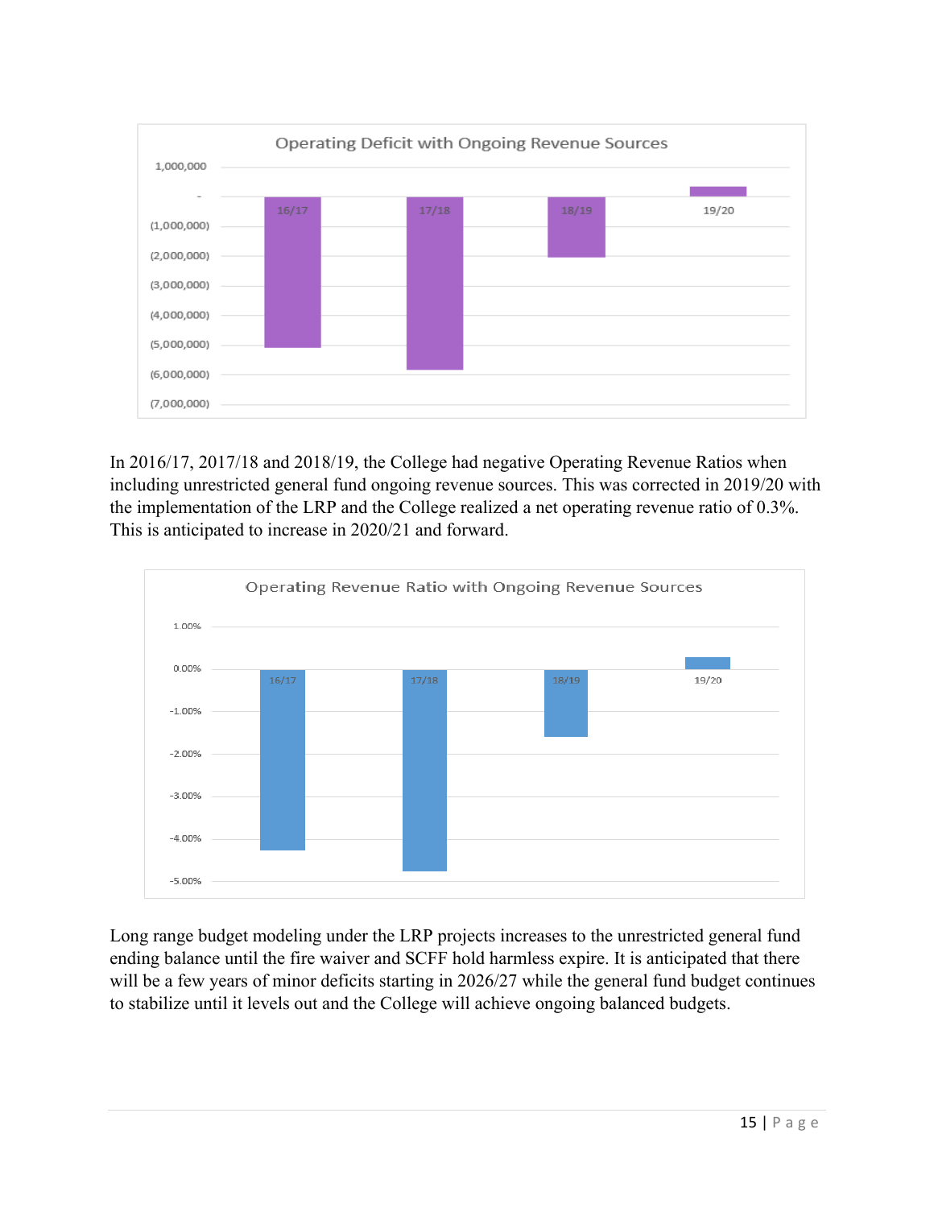Operating Deficit with Ongoing Revenue Sources

In 2016/17, 2017/18 and 2018/19, the College had negative Operating Revenue Ratios when including unrestricted general fund ongoing revenue sources. This was corrected in 2019/20 with the implementation of the LRP and the College realized a net operating revenue ratio of 0.3%. This is anticipated to increase in 2020/21 and forward.

Operating Revenue Ratio with Ongoing Revenue Sources

Long range budget modeling under the LRP projects increases to the unrestricted general fund ending balance until the fire waiver and SCFF hold harmless expire. It is anticipated that there will be a few years of minor deficits starting in 2026/27 while the general fund budget continues to stabilize until it levels out and the College will achieve ongoing balanced budgets.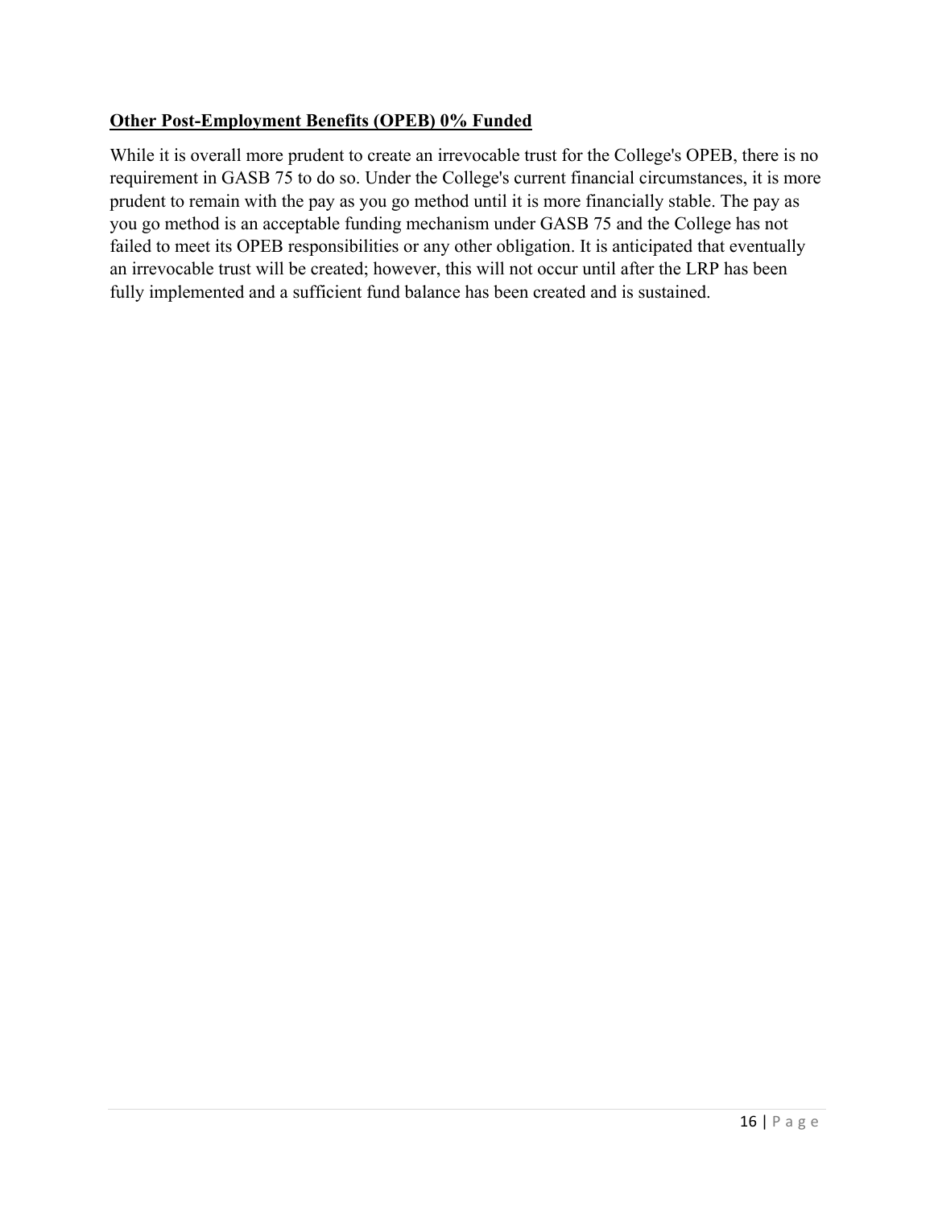**Other Post-Employment Benefits (OPEB) 0% Funded**

While it is overall more prudent to create an irrevocable trust for the College's OPEB, there is no requirement in GASB 75 to do so. Under the College's current financial circumstances, it is more prudent to remain with the pay as you go method until it is more financially stable. The pay as you go method is an acceptable funding mechanism under GASB 75 and the College has not failed to meet its OPEB responsibilities or any other obligation. It is anticipated that eventually an irrevocable trust will be created; however, this will not occur until after the LRP has been fully implemented and a sufficient fund balance has been created and is sustained.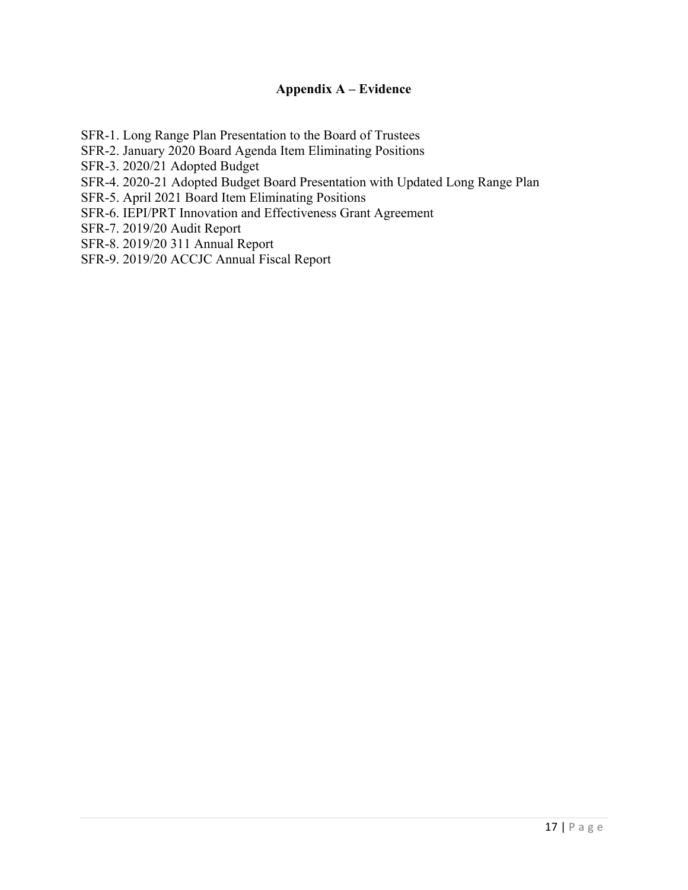## Appendix A – Evidence

SFR-1. Long Range Plan Presentation to the Board of Trustees
SFR-2. January 2020 Board Agenda Item Eliminating Positions
SFR-3. 2020/21 Adopted Budget
SFR-4. 2020-21 Adopted Budget Board Presentation with Updated Long Range Plan
SFR-5. April 2021 Board Item Eliminating Positions
SFR-6. IEPI/PRT Innovation and Effectiveness Grant Agreement
SFR-7. 2019/20 Audit Report
SFR-8. 2019/20 311 Annual Report
SFR-9. 2019/20 ACCJC Annual Fiscal Report